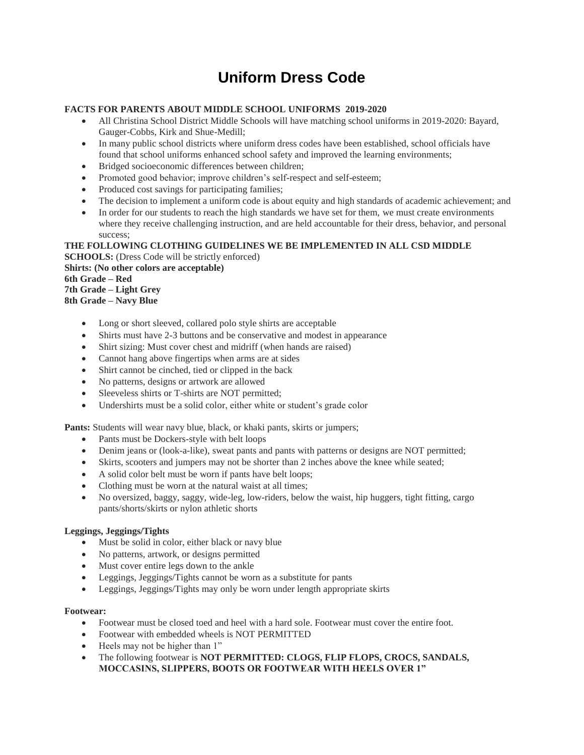# Uniform Dress Code

**FACTS FOR PARENTS ABOUT MIDDLE SCHOOL UNIFORMS 2019-2020**

- All Christina School District Middle Schools will have matching school uniforms in 2019-2020: Bayard, Gauger-Cobbs, Kirk and Shue-Medill;
- In many public school districts where uniform dress codes have been established, school officials have found that school uniforms enhanced school safety and improved the learning environments;
- Bridged socioeconomic differences between children;
- Promoted good behavior; improve children's self-respect and self-esteem;
- Produced cost savings for participating families;
- The decision to implement a uniform code is about equity and high standards of academic achievement; and
- In order for our students to reach the high standards we have set for them, we must create environments where they receive challenging instruction, and are held accountable for their dress, behavior, and personal success;

**THE FOLLOWING CLOTHING GUIDELINES WE BE IMPLEMENTED IN ALL CSD MIDDLE SCHOOLS:** (Dress Code will be strictly enforced)

**Shirts: (No other colors are acceptable)**
**6th Grade – Red**
**7th Grade – Light Grey**
**8th Grade – Navy Blue**

- Long or short sleeved, collared polo style shirts are acceptable
- Shirts must have 2-3 buttons and be conservative and modest in appearance
- Shirt sizing: Must cover chest and midriff (when hands are raised)
- Cannot hang above fingertips when arms are at sides
- Shirt cannot be cinched, tied or clipped in the back
- No patterns, designs or artwork are allowed
- Sleeveless shirts or T-shirts are NOT permitted;
- Undershirts must be a solid color, either white or student's grade color

**Pants:** Students will wear navy blue, black, or khaki pants, skirts or jumpers;

- Pants must be Dockers-style with belt loops
- Denim jeans or (look-a-like), sweat pants and pants with patterns or designs are NOT permitted;
- Skirts, scooters and jumpers may not be shorter than 2 inches above the knee while seated;
- A solid color belt must be worn if pants have belt loops;
- Clothing must be worn at the natural waist at all times;
- No oversized, baggy, saggy, wide-leg, low-riders, below the waist, hip huggers, tight fitting, cargo pants/shorts/skirts or nylon athletic shorts

**Leggings, Jeggings/Tights**

- Must be solid in color, either black or navy blue
- No patterns, artwork, or designs permitted
- Must cover entire legs down to the ankle
- Leggings, Jeggings/Tights cannot be worn as a substitute for pants
- Leggings, Jeggings/Tights may only be worn under length appropriate skirts

**Footwear:**

- Footwear must be closed toed and heel with a hard sole. Footwear must cover the entire foot.
- Footwear with embedded wheels is NOT PERMITTED
- Heels may not be higher than 1"
- The following footwear is **NOT PERMITTED: CLOGS, FLIP FLOPS, CROCS, SANDALS, MOCCASINS, SLIPPERS, BOOTS OR FOOTWEAR WITH HEELS OVER 1"**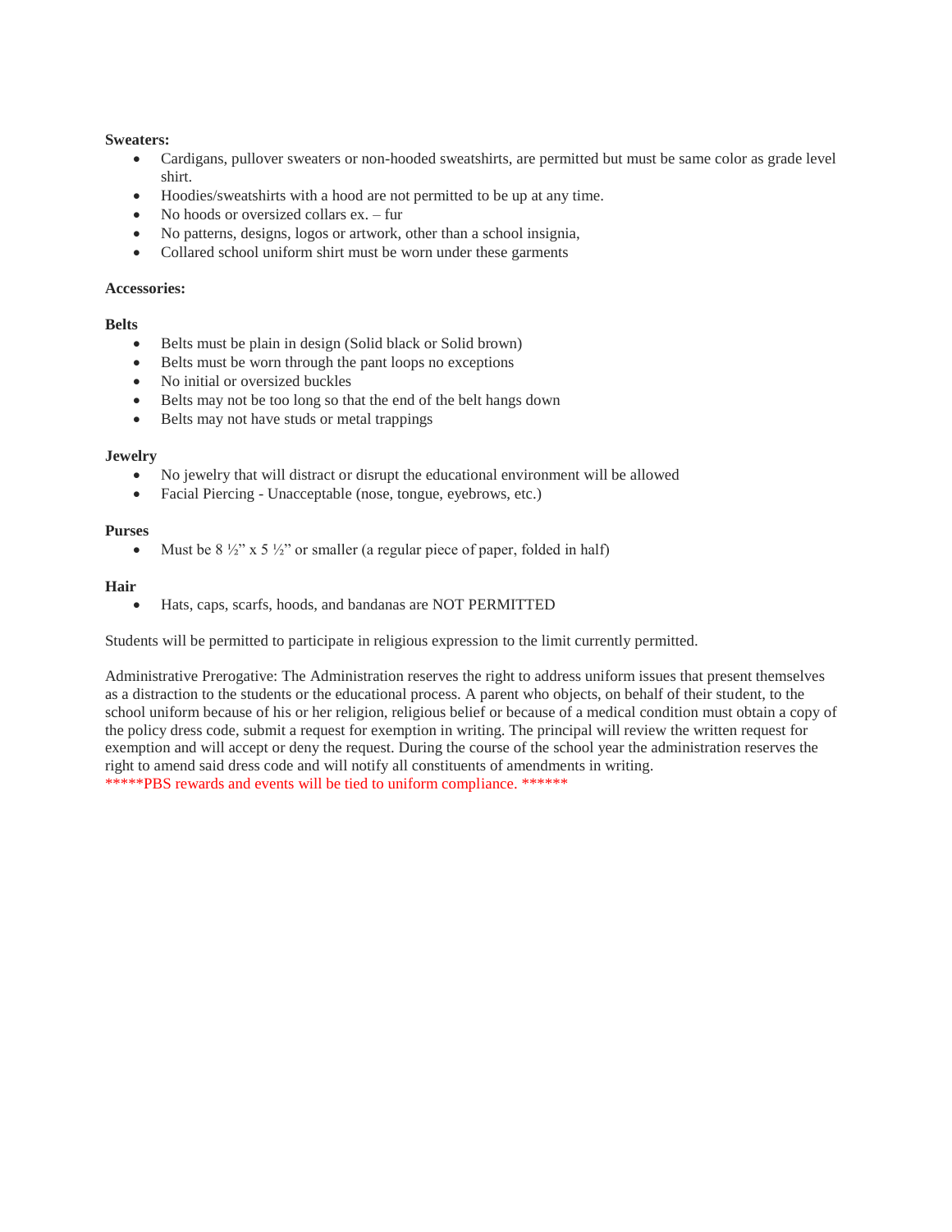**Sweaters:**

- Cardigans, pullover sweaters or non-hooded sweatshirts, are permitted but must be same color as grade level shirt.
- Hoodies/sweatshirts with a hood are not permitted to be up at any time.
- No hoods or oversized collars ex. – fur
- No patterns, designs, logos or artwork, other than a school insignia,
- Collared school uniform shirt must be worn under these garments

**Accessories:**

**Belts**

- Belts must be plain in design (Solid black or Solid brown)
- Belts must be worn through the pant loops no exceptions
- No initial or oversized buckles
- Belts may not be too long so that the end of the belt hangs down
- Belts may not have studs or metal trappings

**Jewelry**

- No jewelry that will distract or disrupt the educational environment will be allowed
- Facial Piercing - Unacceptable (nose, tongue, eyebrows, etc.)

**Purses**

- Must be 8 ½" x 5 ½" or smaller (a regular piece of paper, folded in half)

**Hair**

- Hats, caps, scarfs, hoods, and bandanas are NOT PERMITTED

Students will be permitted to participate in religious expression to the limit currently permitted.

Administrative Prerogative: The Administration reserves the right to address uniform issues that present themselves as a distraction to the students or the educational process. A parent who objects, on behalf of their student, to the school uniform because of his or her religion, religious belief or because of a medical condition must obtain a copy of the policy dress code, submit a request for exemption in writing. The principal will review the written request for exemption and will accept or deny the request. During the course of the school year the administration reserves the right to amend said dress code and will notify all constituents of amendments in writing.
*****PBS rewards and events will be tied to uniform compliance. ******